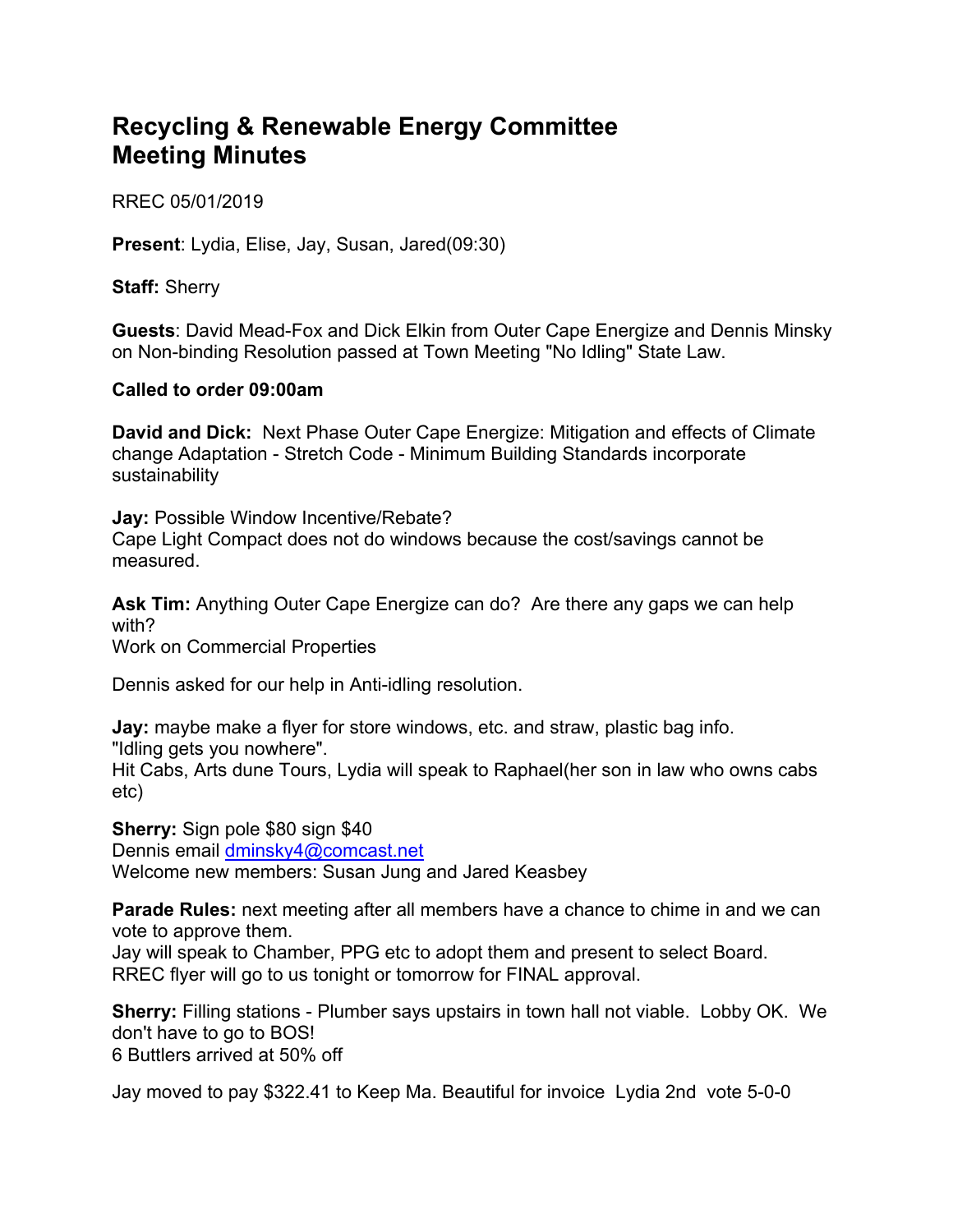# Recycling & Renewable Energy Committee
# Meeting Minutes

RREC 05/01/2019

**Present**: Lydia, Elise, Jay, Susan, Jared(09:30)

**Staff:** Sherry

**Guests**: David Mead-Fox and Dick Elkin from Outer Cape Energize and Dennis Minsky on Non-binding Resolution passed at Town Meeting "No Idling" State Law.

**Called to order 09:00am**

**David and Dick:** Next Phase Outer Cape Energize: Mitigation and effects of Climate change Adaptation - Stretch Code - Minimum Building Standards incorporate sustainability

**Jay:** Possible Window Incentive/Rebate?
Cape Light Compact does not do windows because the cost/savings cannot be measured.

**Ask Tim:** Anything Outer Cape Energize can do? Are there any gaps we can help with?
Work on Commercial Properties

Dennis asked for our help in Anti-idling resolution.

**Jay:** maybe make a flyer for store windows, etc. and straw, plastic bag info.
"Idling gets you nowhere".
Hit Cabs, Arts dune Tours, Lydia will speak to Raphael(her son in law who owns cabs etc)

**Sherry:** Sign pole $80 sign $40
Dennis email dminsky4@comcast.net
Welcome new members: Susan Jung and Jared Keasbey

**Parade Rules:** next meeting after all members have a chance to chime in and we can vote to approve them.
Jay will speak to Chamber, PPG etc to adopt them and present to select Board.
RREC flyer will go to us tonight or tomorrow for FINAL approval.

**Sherry:** Filling stations - Plumber says upstairs in town hall not viable. Lobby OK. We don't have to go to BOS!
6 Buttlers arrived at 50% off

Jay moved to pay $322.41 to Keep Ma. Beautiful for invoice Lydia 2nd vote 5-0-0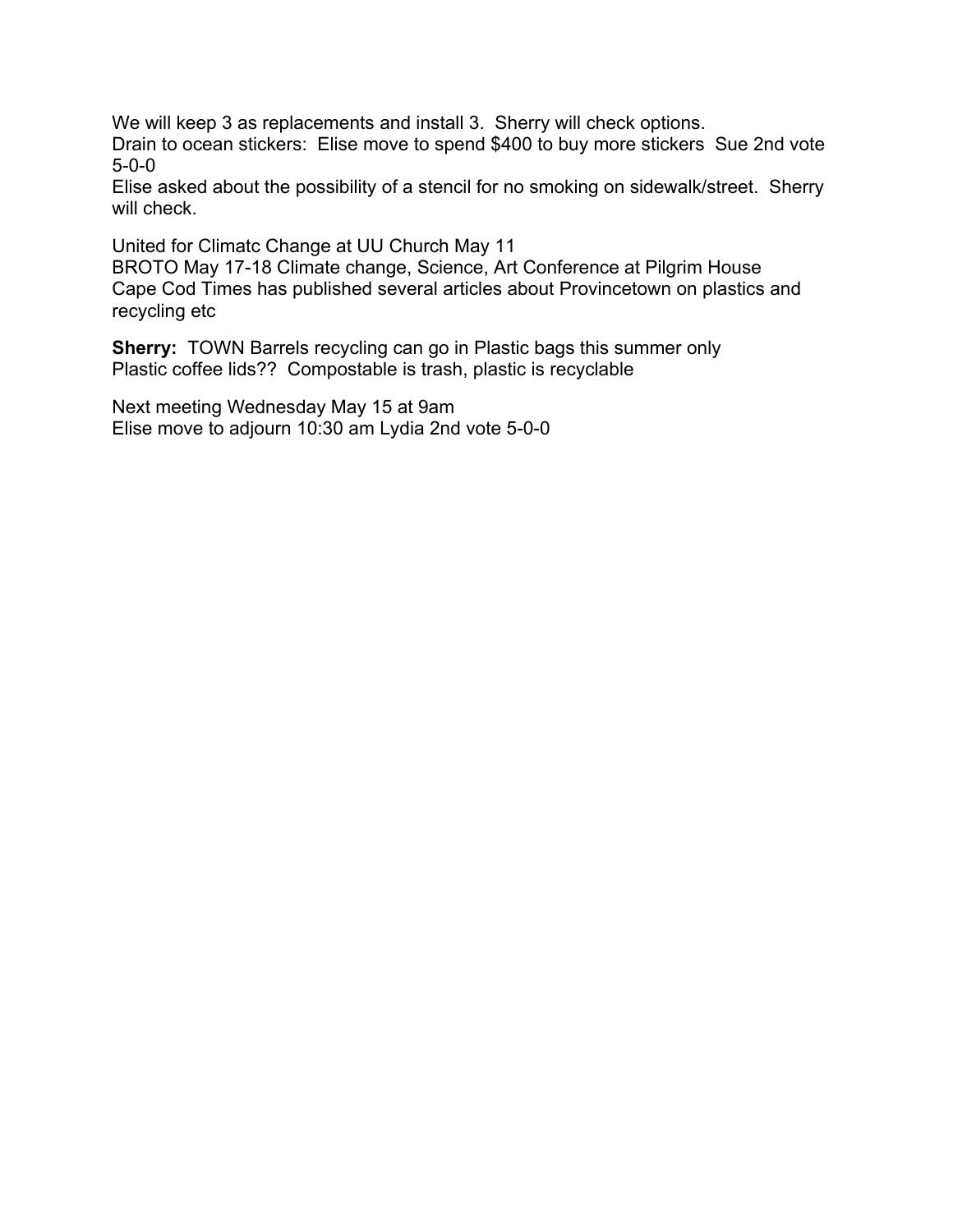We will keep 3 as replacements and install 3. Sherry will check options.
Drain to ocean stickers: Elise move to spend $400 to buy more stickers Sue 2nd vote 5-0-0
Elise asked about the possibility of a stencil for no smoking on sidewalk/street. Sherry will check.

United for Climatc Change at UU Church May 11
BROTO May 17-18 Climate change, Science, Art Conference at Pilgrim House
Cape Cod Times has published several articles about Provincetown on plastics and recycling etc

**Sherry:** TOWN Barrels recycling can go in Plastic bags this summer only
Plastic coffee lids?? Compostable is trash, plastic is recyclable

Next meeting Wednesday May 15 at 9am
Elise move to adjourn 10:30 am Lydia 2nd vote 5-0-0